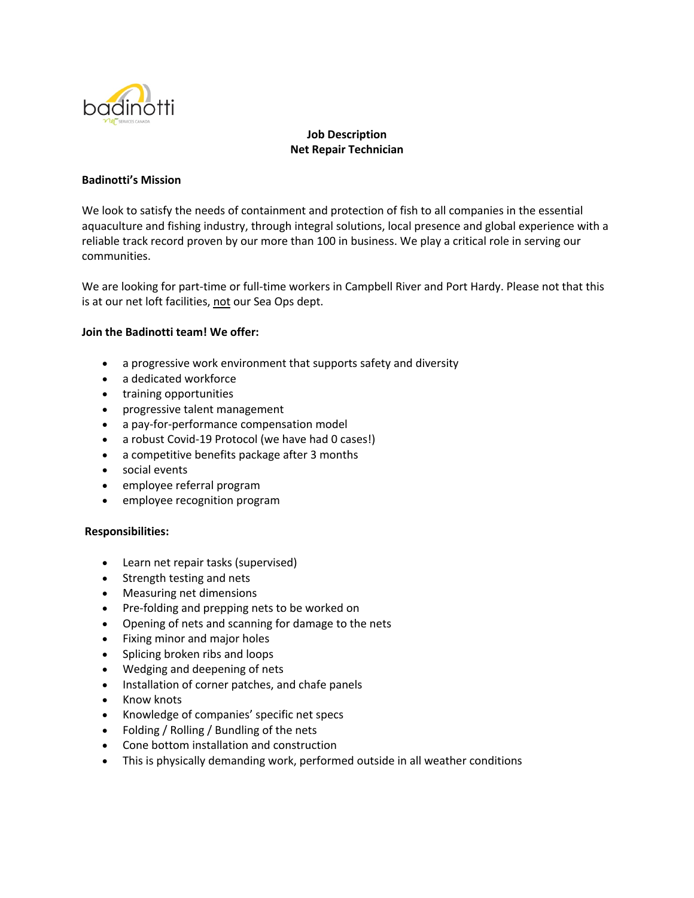badinotti
net SERVICES CANADA

**Job Description**
**Net Repair Technician**

**Badinotti's Mission**

We look to satisfy the needs of containment and protection of fish to all companies in the essential aquaculture and fishing industry, through integral solutions, local presence and global experience with a reliable track record proven by our more than 100 in business. We play a critical role in serving our communities.

We are looking for part-time or full-time workers in Campbell River and Port Hardy. Please not that this is at our net loft facilities, not our Sea Ops dept.

**Join the Badinotti team! We offer:**

- a progressive work environment that supports safety and diversity
- a dedicated workforce
- training opportunities
- progressive talent management
- a pay-for-performance compensation model
- a robust Covid-19 Protocol (we have had 0 cases!)
- a competitive benefits package after 3 months
- social events
- employee referral program
- employee recognition program

**Responsibilities:**

- Learn net repair tasks (supervised)
- Strength testing and nets
- Measuring net dimensions
- Pre-folding and prepping nets to be worked on
- Opening of nets and scanning for damage to the nets
- Fixing minor and major holes
- Splicing broken ribs and loops
- Wedging and deepening of nets
- Installation of corner patches, and chafe panels
- Know knots
- Knowledge of companies' specific net specs
- Folding / Rolling / Bundling of the nets
- Cone bottom installation and construction
- This is physically demanding work, performed outside in all weather conditions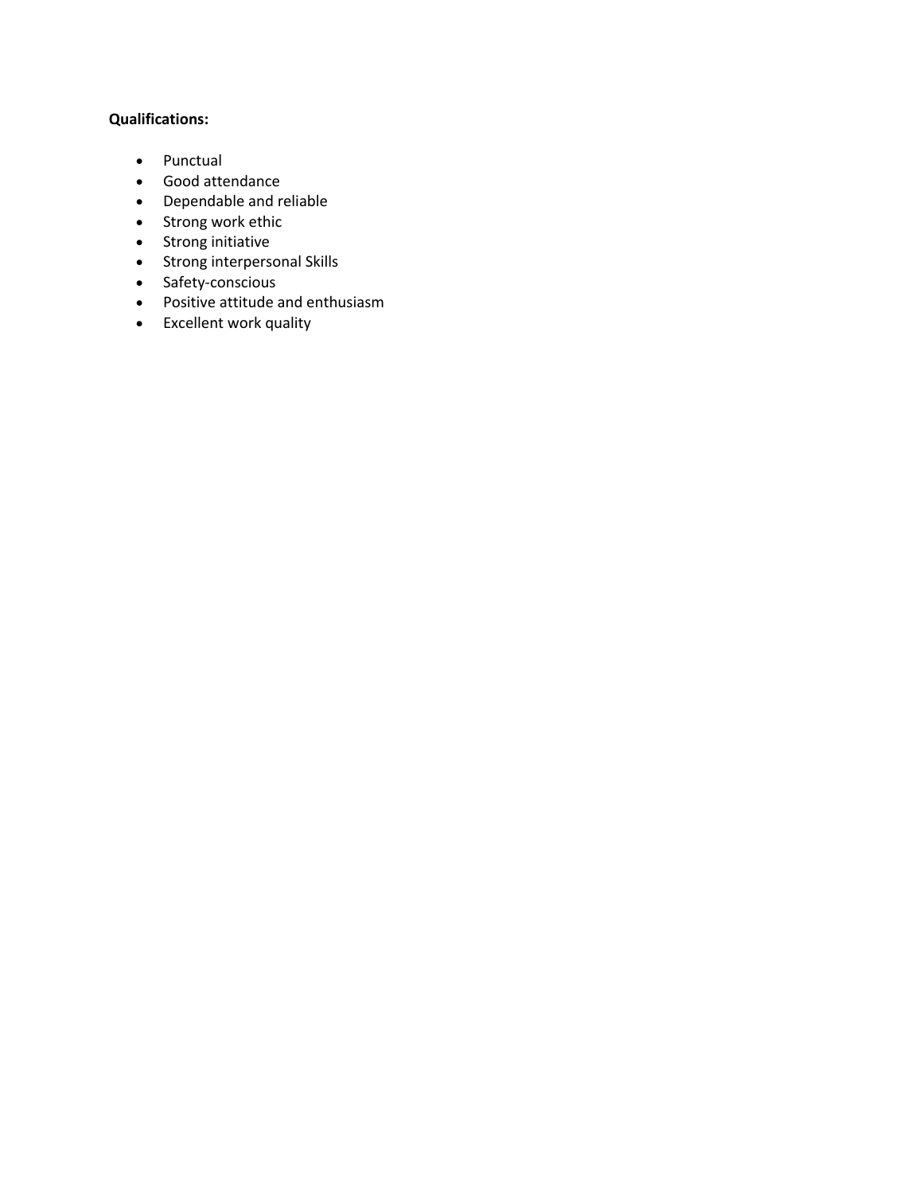**Qualifications:**

- Punctual
- Good attendance
- Dependable and reliable
- Strong work ethic
- Strong initiative
- Strong interpersonal Skills
- Safety-conscious
- Positive attitude and enthusiasm
- Excellent work quality